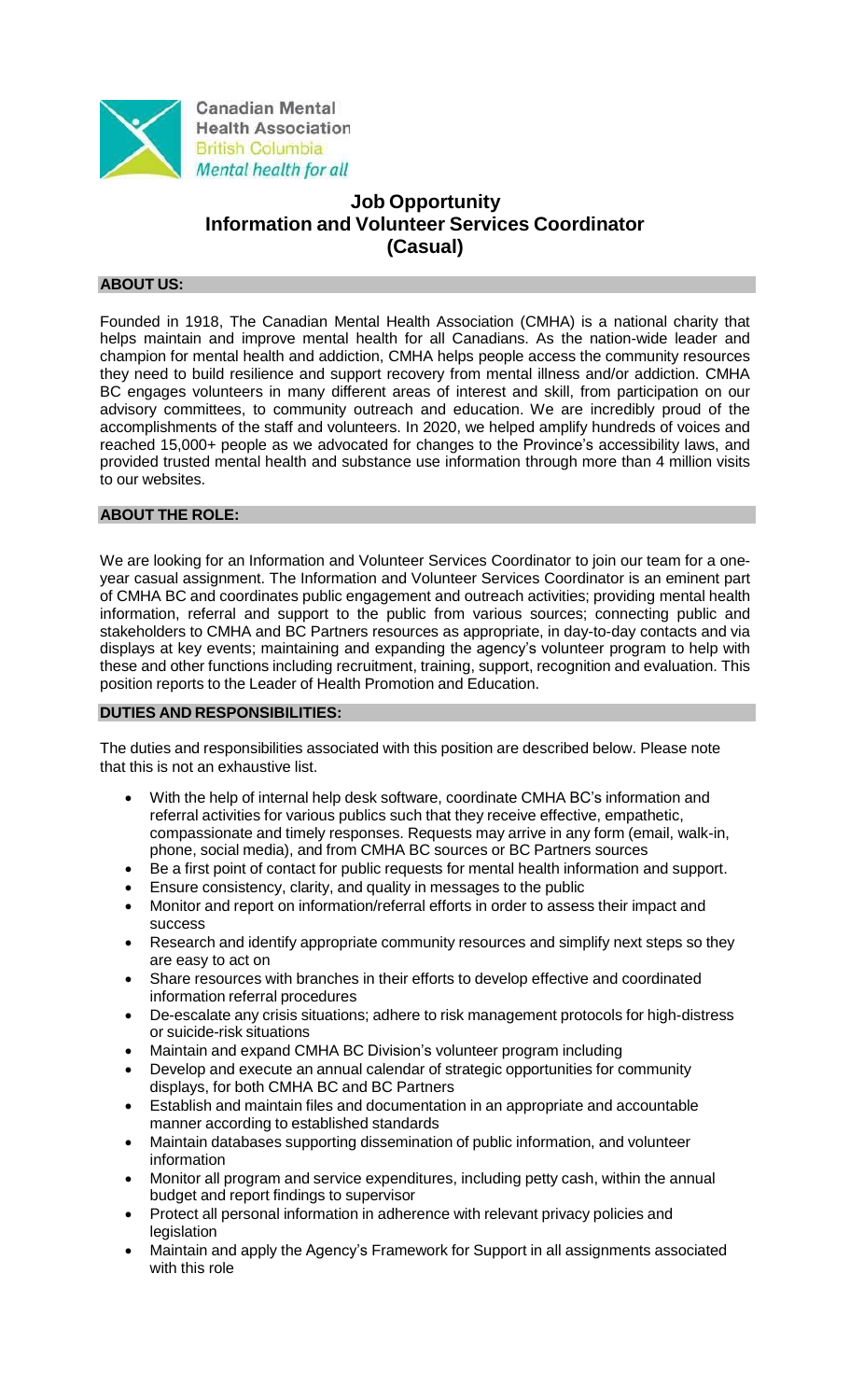Canadian Mental Health Association
British Columbia
*Mental health for all*

# Job Opportunity
# Information and Volunteer Services Coordinator
# (Casual)

## ABOUT US:

Founded in 1918, The Canadian Mental Health Association (CMHA) is a national charity that helps maintain and improve mental health for all Canadians. As the nation-wide leader and champion for mental health and addiction, CMHA helps people access the community resources they need to build resilience and support recovery from mental illness and/or addiction. CMHA BC engages volunteers in many different areas of interest and skill, from participation on our advisory committees, to community outreach and education. We are incredibly proud of the accomplishments of the staff and volunteers. In 2020, we helped amplify hundreds of voices and reached 15,000+ people as we advocated for changes to the Province's accessibility laws, and provided trusted mental health and substance use information through more than 4 million visits to our websites.

## ABOUT THE ROLE:

We are looking for an Information and Volunteer Services Coordinator to join our team for a one-year casual assignment. The Information and Volunteer Services Coordinator is an eminent part of CMHA BC and coordinates public engagement and outreach activities; providing mental health information, referral and support to the public from various sources; connecting public and stakeholders to CMHA and BC Partners resources as appropriate, in day-to-day contacts and via displays at key events; maintaining and expanding the agency's volunteer program to help with these and other functions including recruitment, training, support, recognition and evaluation. This position reports to the Leader of Health Promotion and Education.

## DUTIES AND RESPONSIBILITIES:

The duties and responsibilities associated with this position are described below. Please note that this is not an exhaustive list.

- With the help of internal help desk software, coordinate CMHA BC's information and referral activities for various publics such that they receive effective, empathetic, compassionate and timely responses. Requests may arrive in any form (email, walk-in, phone, social media), and from CMHA BC sources or BC Partners sources
- Be a first point of contact for public requests for mental health information and support.
- Ensure consistency, clarity, and quality in messages to the public
- Monitor and report on information/referral efforts in order to assess their impact and success
- Research and identify appropriate community resources and simplify next steps so they are easy to act on
- Share resources with branches in their efforts to develop effective and coordinated information referral procedures
- De-escalate any crisis situations; adhere to risk management protocols for high-distress or suicide-risk situations
- Maintain and expand CMHA BC Division's volunteer program including
- Develop and execute an annual calendar of strategic opportunities for community displays, for both CMHA BC and BC Partners
- Establish and maintain files and documentation in an appropriate and accountable manner according to established standards
- Maintain databases supporting dissemination of public information, and volunteer information
- Monitor all program and service expenditures, including petty cash, within the annual budget and report findings to supervisor
- Protect all personal information in adherence with relevant privacy policies and legislation
- Maintain and apply the Agency's Framework for Support in all assignments associated with this role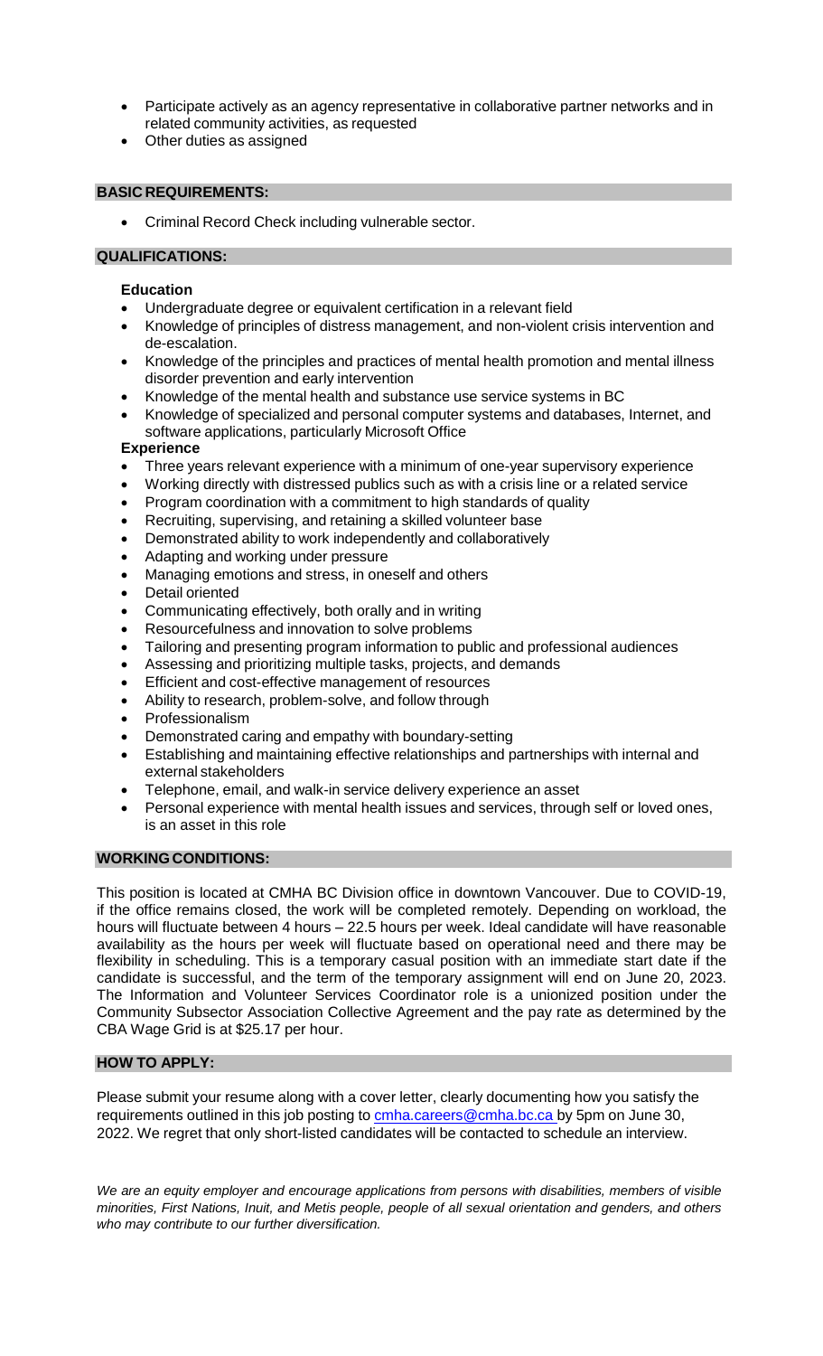- Participate actively as an agency representative in collaborative partner networks and in related community activities, as requested
- Other duties as assigned

## BASIC REQUIREMENTS:

- Criminal Record Check including vulnerable sector.

## QUALIFICATIONS:

**Education**

- Undergraduate degree or equivalent certification in a relevant field
- Knowledge of principles of distress management, and non-violent crisis intervention and de-escalation.
- Knowledge of the principles and practices of mental health promotion and mental illness disorder prevention and early intervention
- Knowledge of the mental health and substance use service systems in BC
- Knowledge of specialized and personal computer systems and databases, Internet, and software applications, particularly Microsoft Office

**Experience**

- Three years relevant experience with a minimum of one-year supervisory experience
- Working directly with distressed publics such as with a crisis line or a related service
- Program coordination with a commitment to high standards of quality
- Recruiting, supervising, and retaining a skilled volunteer base
- Demonstrated ability to work independently and collaboratively
- Adapting and working under pressure
- Managing emotions and stress, in oneself and others
- Detail oriented
- Communicating effectively, both orally and in writing
- Resourcefulness and innovation to solve problems
- Tailoring and presenting program information to public and professional audiences
- Assessing and prioritizing multiple tasks, projects, and demands
- Efficient and cost-effective management of resources
- Ability to research, problem-solve, and follow through
- Professionalism
- Demonstrated caring and empathy with boundary-setting
- Establishing and maintaining effective relationships and partnerships with internal and external stakeholders
- Telephone, email, and walk-in service delivery experience an asset
- Personal experience with mental health issues and services, through self or loved ones, is an asset in this role

## WORKING CONDITIONS:

This position is located at CMHA BC Division office in downtown Vancouver. Due to COVID-19, if the office remains closed, the work will be completed remotely. Depending on workload, the hours will fluctuate between 4 hours – 22.5 hours per week. Ideal candidate will have reasonable availability as the hours per week will fluctuate based on operational need and there may be flexibility in scheduling. This is a temporary casual position with an immediate start date if the candidate is successful, and the term of the temporary assignment will end on June 20, 2023. The Information and Volunteer Services Coordinator role is a unionized position under the Community Subsector Association Collective Agreement and the pay rate as determined by the CBA Wage Grid is at $25.17 per hour.

## HOW TO APPLY:

Please submit your resume along with a cover letter, clearly documenting how you satisfy the requirements outlined in this job posting to cmha.careers@cmha.bc.ca by 5pm on June 30, 2022. We regret that only short-listed candidates will be contacted to schedule an interview.

*We are an equity employer and encourage applications from persons with disabilities, members of visible minorities, First Nations, Inuit, and Metis people, people of all sexual orientation and genders, and others who may contribute to our further diversification.*